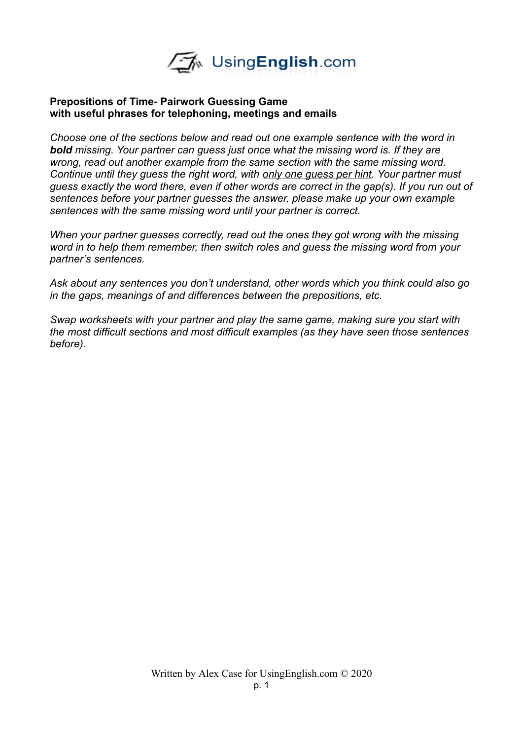**Prepositions of Time- Pairwork Guessing Game**
**with useful phrases for telephoning, meetings and emails**

*Choose one of the sections below and read out one example sentence with the word in **bold** missing. Your partner can guess just once what the missing word is. If they are wrong, read out another example from the same section with the same missing word. Continue until they guess the right word, with <u>only one guess per hint</u>. Your partner must guess exactly the word there, even if other words are correct in the gap(s). If you run out of sentences before your partner guesses the answer, please make up your own example sentences with the same missing word until your partner is correct.*

*When your partner guesses correctly, read out the ones they got wrong with the missing word in to help them remember, then switch roles and guess the missing word from your partner's sentences.*

*Ask about any sentences you don't understand, other words which you think could also go in the gaps, meanings of and differences between the prepositions, etc.*

*Swap worksheets with your partner and play the same game, making sure you start with the most difficult sections and most difficult examples (as they have seen those sentences before).*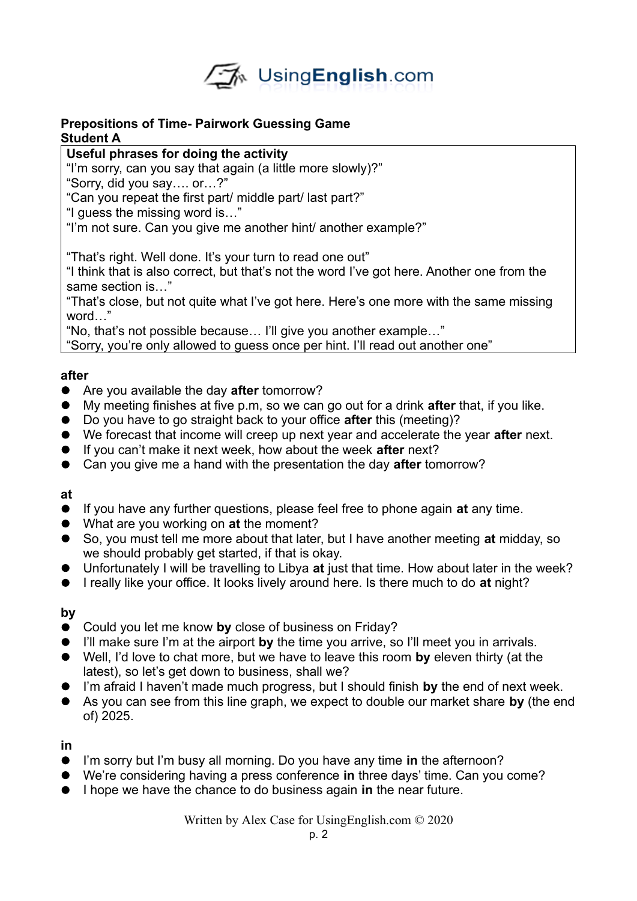**Prepositions of Time- Pairwork Guessing Game**
**Student A**

**Useful phrases for doing the activity**

"I'm sorry, can you say that again (a little more slowly)?"
"Sorry, did you say…. or…?"
"Can you repeat the first part/ middle part/ last part?"
"I guess the missing word is…"
"I'm not sure. Can you give me another hint/ another example?"

"That's right. Well done. It's your turn to read one out"
"I think that is also correct, but that's not the word I've got here. Another one from the same section is…"
"That's close, but not quite what I've got here. Here's one more with the same missing word…"
"No, that's not possible because… I'll give you another example…"
"Sorry, you're only allowed to guess once per hint. I'll read out another one"

**after**

- Are you available the day **after** tomorrow?
- My meeting finishes at five p.m, so we can go out for a drink **after** that, if you like.
- Do you have to go straight back to your office **after** this (meeting)?
- We forecast that income will creep up next year and accelerate the year **after** next.
- If you can't make it next week, how about the week **after** next?
- Can you give me a hand with the presentation the day **after** tomorrow?

**at**

- If you have any further questions, please feel free to phone again **at** any time.
- What are you working on **at** the moment?
- So, you must tell me more about that later, but I have another meeting **at** midday, so we should probably get started, if that is okay.
- Unfortunately I will be travelling to Libya **at** just that time. How about later in the week?
- I really like your office. It looks lively around here. Is there much to do **at** night?

**by**

- Could you let me know **by** close of business on Friday?
- I'll make sure I'm at the airport **by** the time you arrive, so I'll meet you in arrivals.
- Well, I'd love to chat more, but we have to leave this room **by** eleven thirty (at the latest), so let's get down to business, shall we?
- I'm afraid I haven't made much progress, but I should finish **by** the end of next week.
- As you can see from this line graph, we expect to double our market share **by** (the end of) 2025.

**in**

- I'm sorry but I'm busy all morning. Do you have any time **in** the afternoon?
- We're considering having a press conference **in** three days' time. Can you come?
- I hope we have the chance to do business again **in** the near future.

Written by Alex Case for UsingEnglish.com © 2020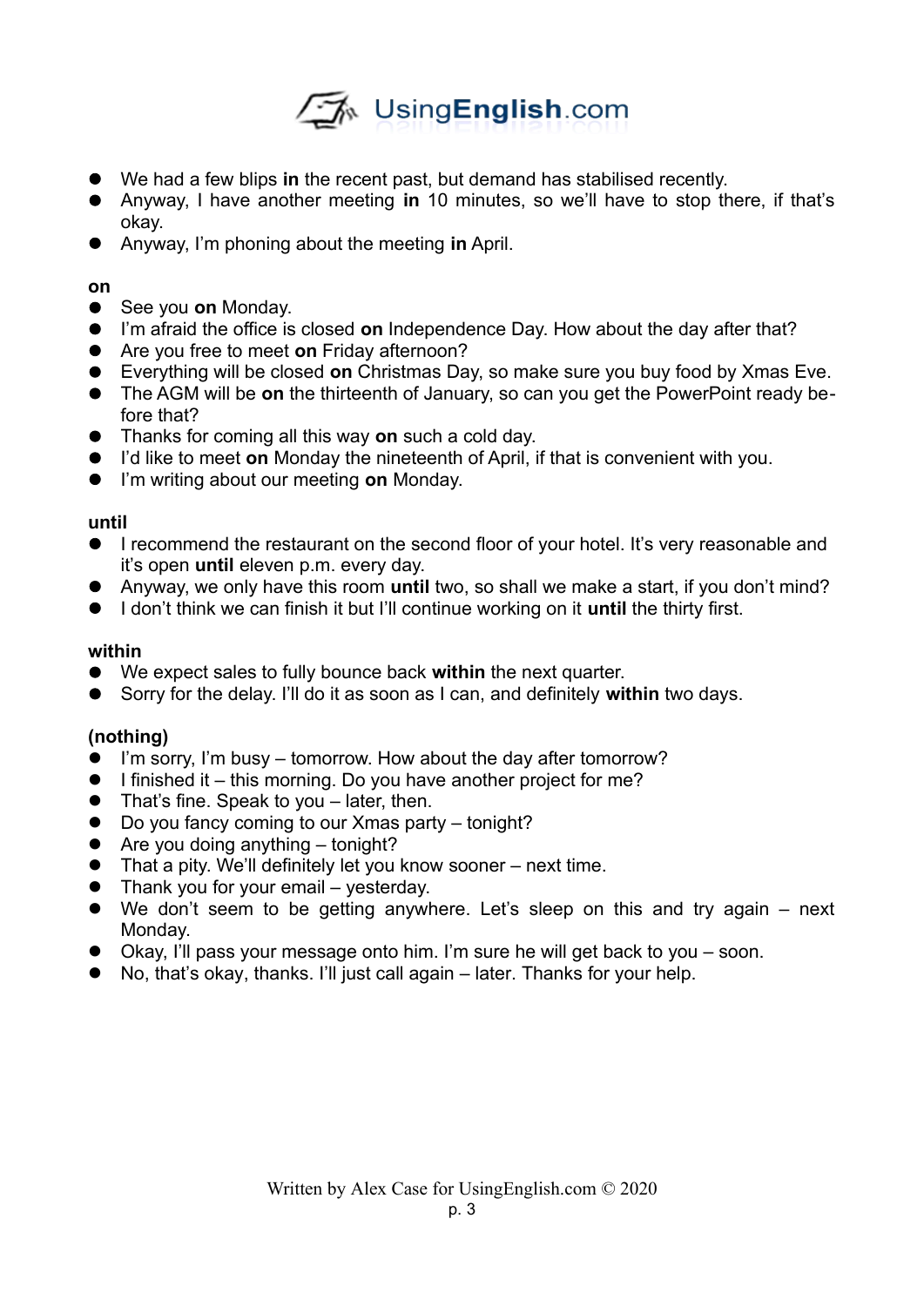- We had a few blips **in** the recent past, but demand has stabilised recently.
- Anyway, I have another meeting **in** 10 minutes, so we'll have to stop there, if that's okay.
- Anyway, I'm phoning about the meeting **in** April.

**on**

- See you **on** Monday.
- I'm afraid the office is closed **on** Independence Day. How about the day after that?
- Are you free to meet **on** Friday afternoon?
- Everything will be closed **on** Christmas Day, so make sure you buy food by Xmas Eve.
- The AGM will be **on** the thirteenth of January, so can you get the PowerPoint ready before that?
- Thanks for coming all this way **on** such a cold day.
- I'd like to meet **on** Monday the nineteenth of April, if that is convenient with you.
- I'm writing about our meeting **on** Monday.

**until**

- I recommend the restaurant on the second floor of your hotel. It's very reasonable and it's open **until** eleven p.m. every day.
- Anyway, we only have this room **until** two, so shall we make a start, if you don't mind?
- I don't think we can finish it but I'll continue working on it **until** the thirty first.

**within**

- We expect sales to fully bounce back **within** the next quarter.
- Sorry for the delay. I'll do it as soon as I can, and definitely **within** two days.

**(nothing)**

- I'm sorry, I'm busy – tomorrow. How about the day after tomorrow?
- I finished it – this morning. Do you have another project for me?
- That's fine. Speak to you – later, then.
- Do you fancy coming to our Xmas party – tonight?
- Are you doing anything – tonight?
- That a pity. We'll definitely let you know sooner – next time.
- Thank you for your email – yesterday.
- We don't seem to be getting anywhere. Let's sleep on this and try again – next Monday.
- Okay, I'll pass your message onto him. I'm sure he will get back to you – soon.
- No, that's okay, thanks. I'll just call again – later. Thanks for your help.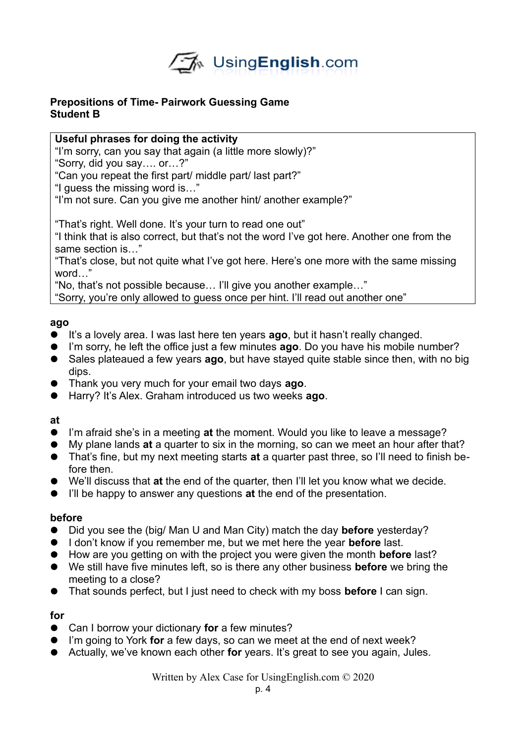**Prepositions of Time- Pairwork Guessing Game**
**Student B**

**Useful phrases for doing the activity**

"I'm sorry, can you say that again (a little more slowly)?"
"Sorry, did you say…. or…?"
"Can you repeat the first part/ middle part/ last part?"
"I guess the missing word is…"
"I'm not sure. Can you give me another hint/ another example?"

"That's right. Well done. It's your turn to read one out"
"I think that is also correct, but that's not the word I've got here. Another one from the same section is…"
"That's close, but not quite what I've got here. Here's one more with the same missing word…"
"No, that's not possible because… I'll give you another example…"
"Sorry, you're only allowed to guess once per hint. I'll read out another one"

**ago**

- It's a lovely area. I was last here ten years **ago**, but it hasn't really changed.
- I'm sorry, he left the office just a few minutes **ago**. Do you have his mobile number?
- Sales plateaued a few years **ago**, but have stayed quite stable since then, with no big dips.
- Thank you very much for your email two days **ago**.
- Harry? It's Alex. Graham introduced us two weeks **ago**.

**at**

- I'm afraid she's in a meeting **at** the moment. Would you like to leave a message?
- My plane lands **at** a quarter to six in the morning, so can we meet an hour after that?
- That's fine, but my next meeting starts **at** a quarter past three, so I'll need to finish before then.
- We'll discuss that **at** the end of the quarter, then I'll let you know what we decide.
- I'll be happy to answer any questions **at** the end of the presentation.

**before**

- Did you see the (big/ Man U and Man City) match the day **before** yesterday?
- I don't know if you remember me, but we met here the year **before** last.
- How are you getting on with the project you were given the month **before** last?
- We still have five minutes left, so is there any other business **before** we bring the meeting to a close?
- That sounds perfect, but I just need to check with my boss **before** I can sign.

**for**

- Can I borrow your dictionary **for** a few minutes?
- I'm going to York **for** a few days, so can we meet at the end of next week?
- Actually, we've known each other **for** years. It's great to see you again, Jules.

Written by Alex Case for UsingEnglish.com © 2020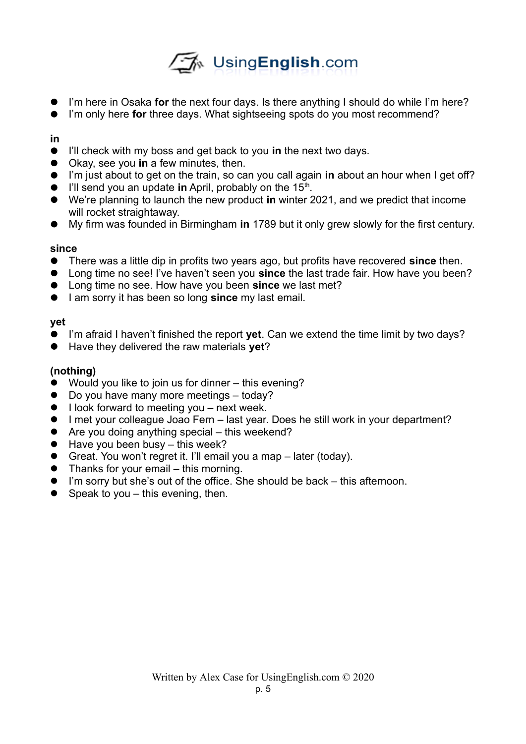- I'm here in Osaka **for** the next four days. Is there anything I should do while I'm here?
- I'm only here **for** three days. What sightseeing spots do you most recommend?

**in**

- I'll check with my boss and get back to you **in** the next two days.
- Okay, see you **in** a few minutes, then.
- I'm just about to get on the train, so can you call again **in** about an hour when I get off?
- I'll send you an update **in** April, probably on the 15th.
- We're planning to launch the new product **in** winter 2021, and we predict that income will rocket straightaway.
- My firm was founded in Birmingham **in** 1789 but it only grew slowly for the first century.

**since**

- There was a little dip in profits two years ago, but profits have recovered **since** then.
- Long time no see! I've haven't seen you **since** the last trade fair. How have you been?
- Long time no see. How have you been **since** we last met?
- I am sorry it has been so long **since** my last email.

**yet**

- I'm afraid I haven't finished the report **yet**. Can we extend the time limit by two days?
- Have they delivered the raw materials **yet**?

**(nothing)**

- Would you like to join us for dinner – this evening?
- Do you have many more meetings – today?
- I look forward to meeting you – next week.
- I met your colleague Joao Fern – last year. Does he still work in your department?
- Are you doing anything special – this weekend?
- Have you been busy – this week?
- Great. You won't regret it. I'll email you a map – later (today).
- Thanks for your email – this morning.
- I'm sorry but she's out of the office. She should be back – this afternoon.
- Speak to you – this evening, then.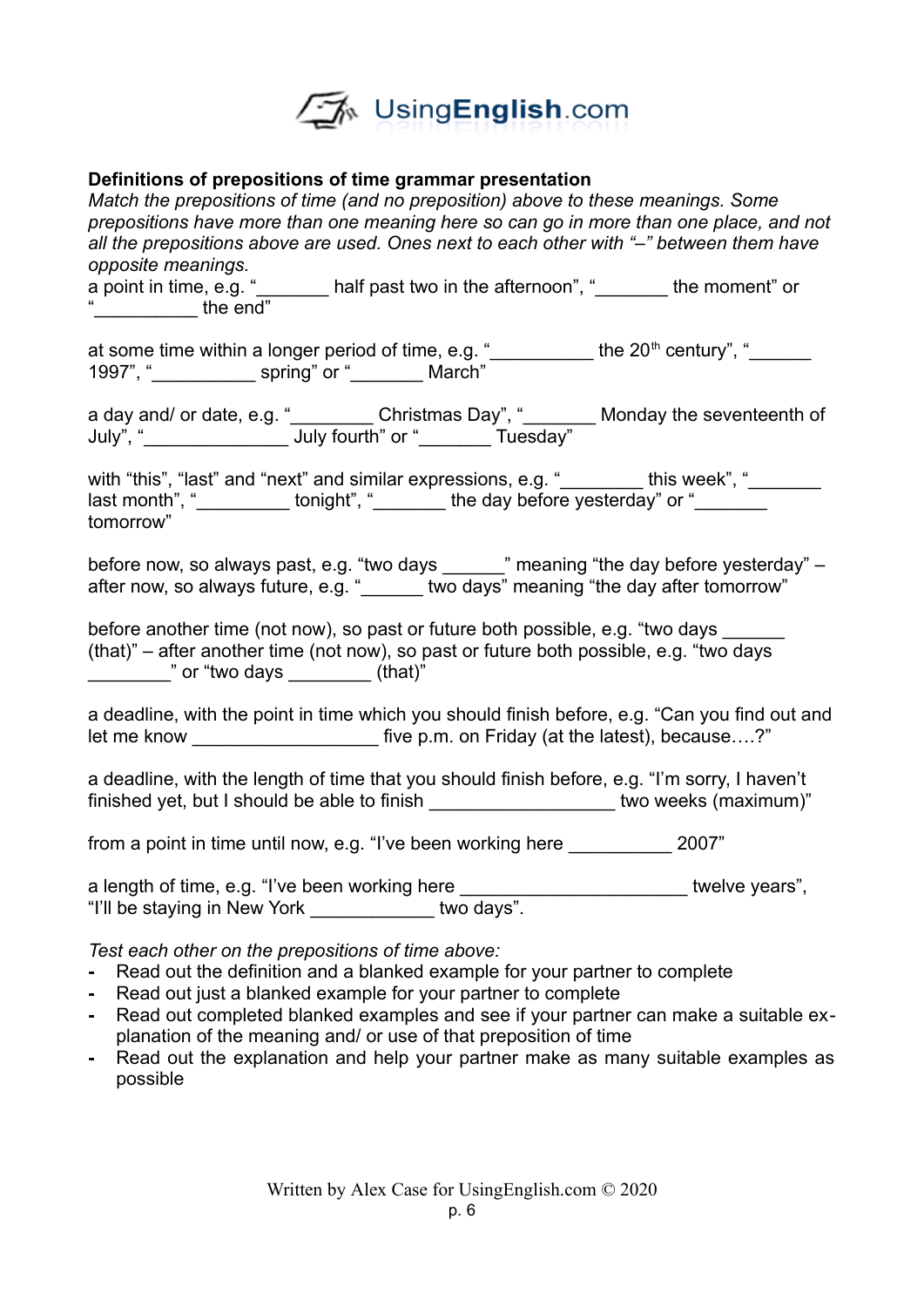**Definitions of prepositions of time grammar presentation**

*Match the prepositions of time (and no preposition) above to these meanings. Some prepositions have more than one meaning here so can go in more than one place, and not all the prepositions above are used. Ones next to each other with "–" between them have opposite meanings.*

a point in time, e.g. "_______ half past two in the afternoon", "_______ the moment" or "__________ the end"

at some time within a longer period of time, e.g. "__________ the 20th century", "______ 1997", "__________ spring" or "_______ March"

a day and/ or date, e.g. "________ Christmas Day", "_______ Monday the seventeenth of July", "______________ July fourth" or "_______ Tuesday"

with "this", "last" and "next" and similar expressions, e.g. "________ this week", "_______ last month", "_________ tonight", "_______ the day before yesterday" or "_______ tomorrow"

before now, so always past, e.g. "two days ______" meaning "the day before yesterday" – after now, so always future, e.g. "______ two days" meaning "the day after tomorrow"

before another time (not now), so past or future both possible, e.g. "two days ______ (that)" – after another time (not now), so past or future both possible, e.g. "two days ________" or "two days ________ (that)"

a deadline, with the point in time which you should finish before, e.g. "Can you find out and let me know __________________ five p.m. on Friday (at the latest), because….?"

a deadline, with the length of time that you should finish before, e.g. "I'm sorry, I haven't finished yet, but I should be able to finish _________________ two weeks (maximum)"

from a point in time until now, e.g. "I've been working here __________ 2007"

a length of time, e.g. "I've been working here ______________________ twelve years", "I'll be staying in New York ____________ two days".

*Test each other on the prepositions of time above:*

- Read out the definition and a blanked example for your partner to complete
- Read out just a blanked example for your partner to complete
- Read out completed blanked examples and see if your partner can make a suitable explanation of the meaning and/ or use of that preposition of time
- Read out the explanation and help your partner make as many suitable examples as possible

Written by Alex Case for UsingEnglish.com © 2020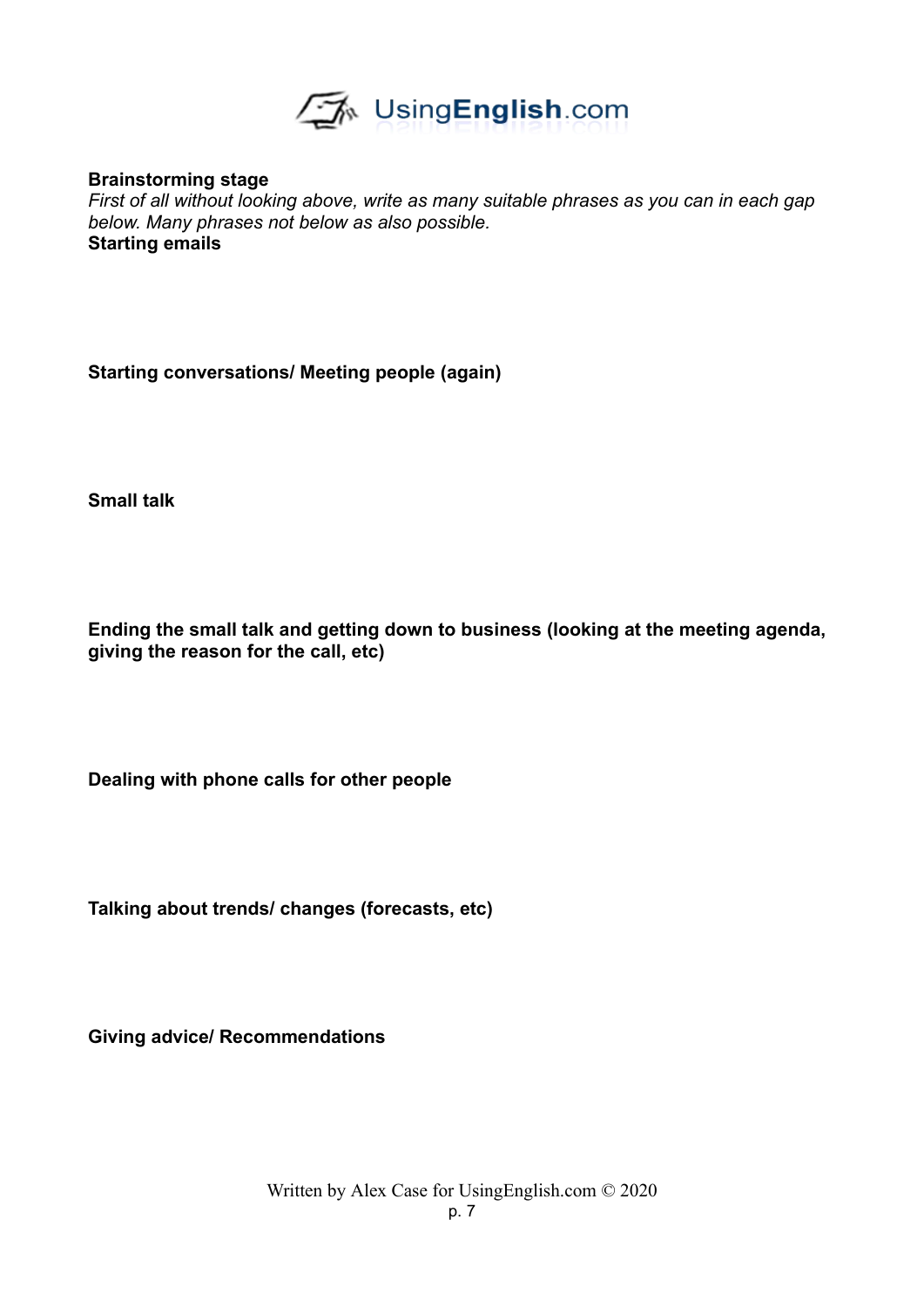**Brainstorming stage**

*First of all without looking above, write as many suitable phrases as you can in each gap below. Many phrases not below as also possible.*

**Starting emails**

**Starting conversations/ Meeting people (again)**

**Small talk**

**Ending the small talk and getting down to business (looking at the meeting agenda, giving the reason for the call, etc)**

**Dealing with phone calls for other people**

**Talking about trends/ changes (forecasts, etc)**

**Giving advice/ Recommendations**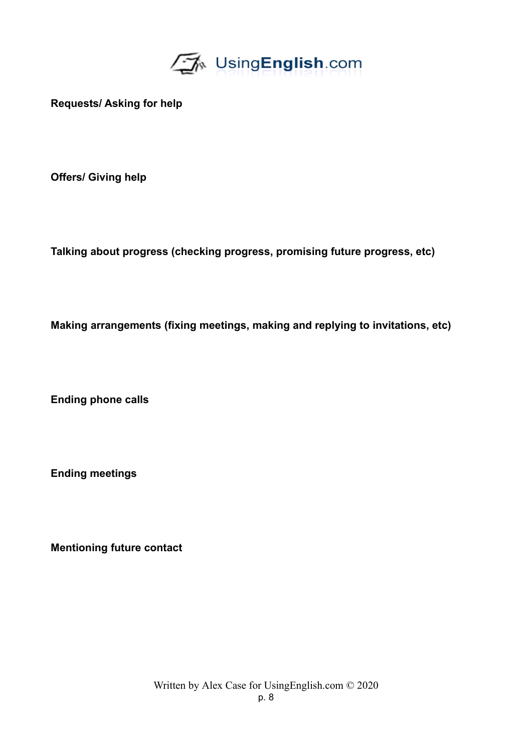**Requests/ Asking for help**

**Offers/ Giving help**

**Talking about progress (checking progress, promising future progress, etc)**

**Making arrangements (fixing meetings, making and replying to invitations, etc)**

**Ending phone calls**

**Ending meetings**

**Mentioning future contact**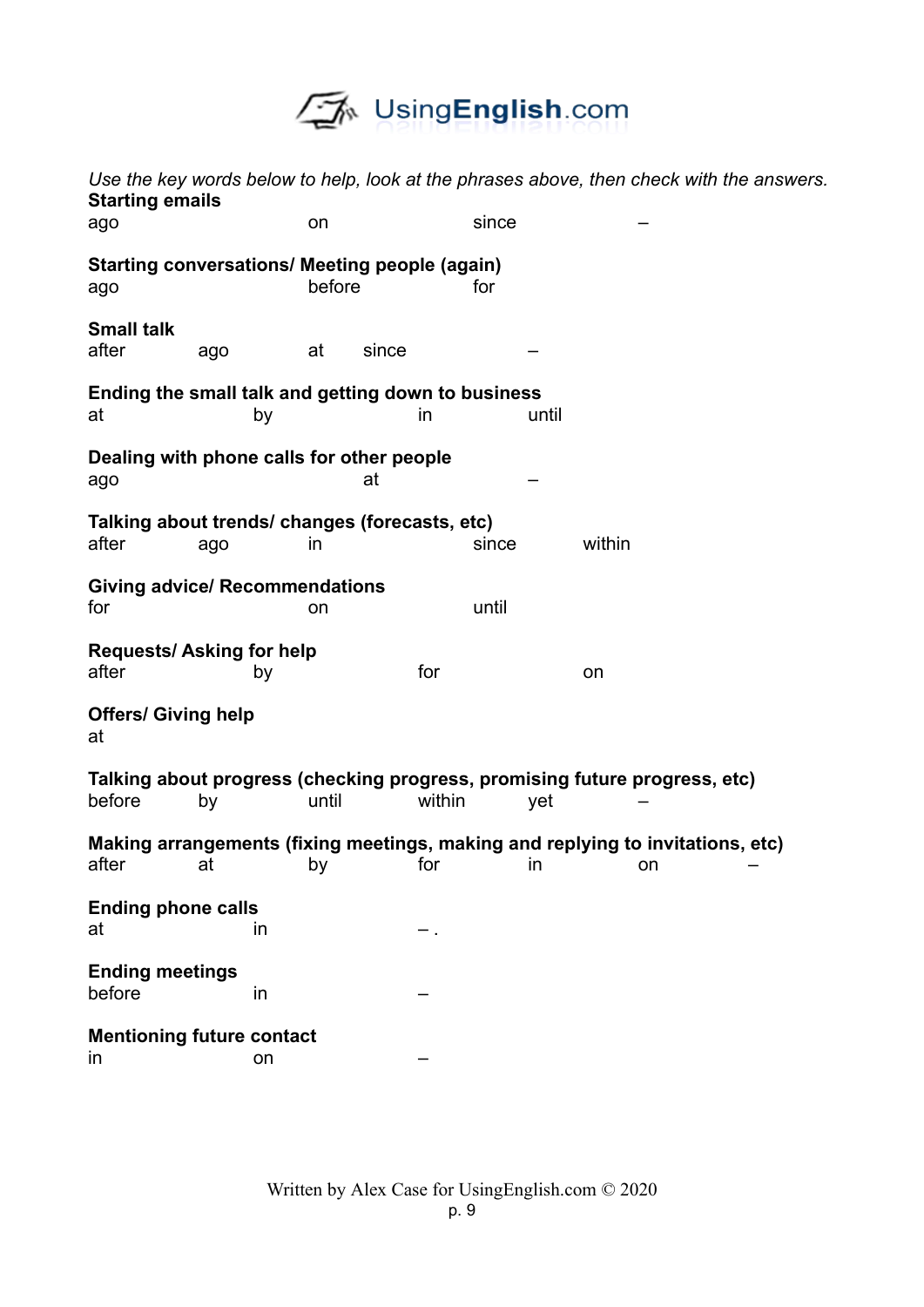*Use the key words below to help, look at the phrases above, then check with the answers.*

**Starting emails**
ago on since –

**Starting conversations/ Meeting people (again)**
ago before for

**Small talk**
after ago at since –

**Ending the small talk and getting down to business**
at by in until

**Dealing with phone calls for other people**
ago at –

**Talking about trends/ changes (forecasts, etc)**
after ago in since within

**Giving advice/ Recommendations**
for on until

**Requests/ Asking for help**
after by for on

**Offers/ Giving help**
at

**Talking about progress (checking progress, promising future progress, etc)**
before by until within yet –

**Making arrangements (fixing meetings, making and replying to invitations, etc)**
after at by for in on –

**Ending phone calls**
at in – .

**Ending meetings**
before in –

**Mentioning future contact**
in on –

Written by Alex Case for UsingEnglish.com © 2020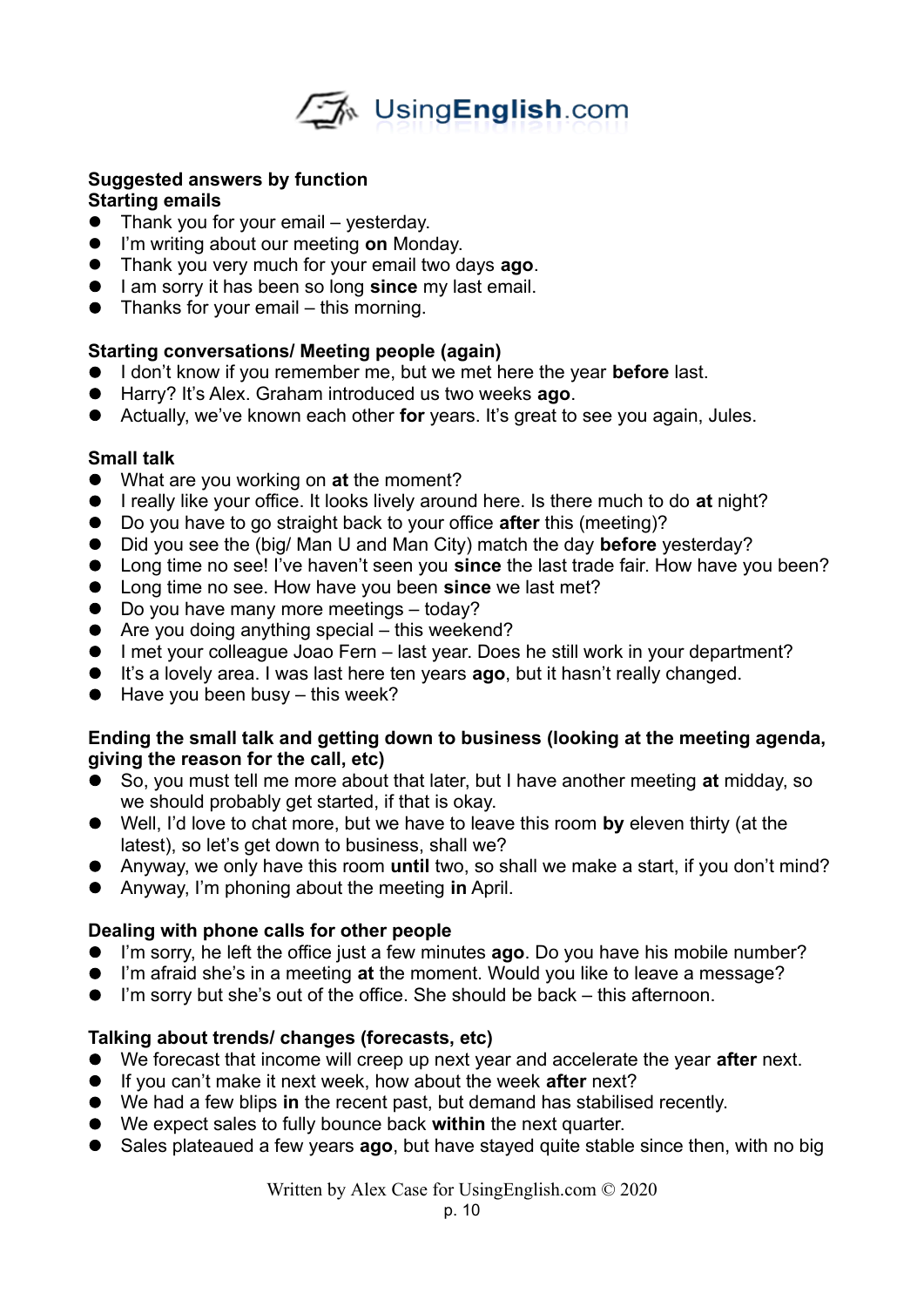**Suggested answers by function**

**Starting emails**

- Thank you for your email – yesterday.
- I'm writing about our meeting **on** Monday.
- Thank you very much for your email two days **ago**.
- I am sorry it has been so long **since** my last email.
- Thanks for your email – this morning.

**Starting conversations/ Meeting people (again)**

- I don't know if you remember me, but we met here the year **before** last.
- Harry? It's Alex. Graham introduced us two weeks **ago**.
- Actually, we've known each other **for** years. It's great to see you again, Jules.

**Small talk**

- What are you working on **at** the moment?
- I really like your office. It looks lively around here. Is there much to do **at** night?
- Do you have to go straight back to your office **after** this (meeting)?
- Did you see the (big/ Man U and Man City) match the day **before** yesterday?
- Long time no see! I've haven't seen you **since** the last trade fair. How have you been?
- Long time no see. How have you been **since** we last met?
- Do you have many more meetings – today?
- Are you doing anything special – this weekend?
- I met your colleague Joao Fern – last year. Does he still work in your department?
- It's a lovely area. I was last here ten years **ago**, but it hasn't really changed.
- Have you been busy – this week?

**Ending the small talk and getting down to business (looking at the meeting agenda, giving the reason for the call, etc)**

- So, you must tell me more about that later, but I have another meeting **at** midday, so we should probably get started, if that is okay.
- Well, I'd love to chat more, but we have to leave this room **by** eleven thirty (at the latest), so let's get down to business, shall we?
- Anyway, we only have this room **until** two, so shall we make a start, if you don't mind?
- Anyway, I'm phoning about the meeting **in** April.

**Dealing with phone calls for other people**

- I'm sorry, he left the office just a few minutes **ago**. Do you have his mobile number?
- I'm afraid she's in a meeting **at** the moment. Would you like to leave a message?
- I'm sorry but she's out of the office. She should be back – this afternoon.

**Talking about trends/ changes (forecasts, etc)**

- We forecast that income will creep up next year and accelerate the year **after** next.
- If you can't make it next week, how about the week **after** next?
- We had a few blips **in** the recent past, but demand has stabilised recently.
- We expect sales to fully bounce back **within** the next quarter.
- Sales plateaued a few years **ago**, but have stayed quite stable since then, with no big

Written by Alex Case for UsingEnglish.com © 2020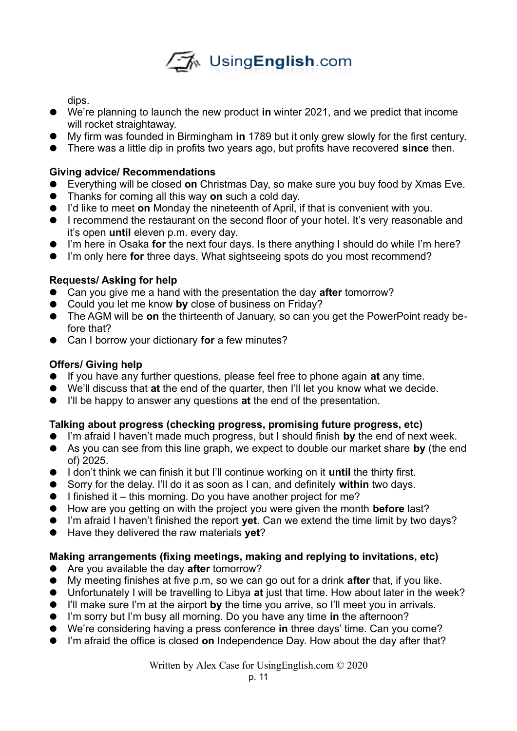dips.

- We're planning to launch the new product **in** winter 2021, and we predict that income will rocket straightaway.
- My firm was founded in Birmingham **in** 1789 but it only grew slowly for the first century.
- There was a little dip in profits two years ago, but profits have recovered **since** then.

**Giving advice/ Recommendations**

- Everything will be closed **on** Christmas Day, so make sure you buy food by Xmas Eve.
- Thanks for coming all this way **on** such a cold day.
- I'd like to meet **on** Monday the nineteenth of April, if that is convenient with you.
- I recommend the restaurant on the second floor of your hotel. It's very reasonable and it's open **until** eleven p.m. every day.
- I'm here in Osaka **for** the next four days. Is there anything I should do while I'm here?
- I'm only here **for** three days. What sightseeing spots do you most recommend?

**Requests/ Asking for help**

- Can you give me a hand with the presentation the day **after** tomorrow?
- Could you let me know **by** close of business on Friday?
- The AGM will be **on** the thirteenth of January, so can you get the PowerPoint ready before that?
- Can I borrow your dictionary **for** a few minutes?

**Offers/ Giving help**

- If you have any further questions, please feel free to phone again **at** any time.
- We'll discuss that **at** the end of the quarter, then I'll let you know what we decide.
- I'll be happy to answer any questions **at** the end of the presentation.

**Talking about progress (checking progress, promising future progress, etc)**

- I'm afraid I haven't made much progress, but I should finish **by** the end of next week.
- As you can see from this line graph, we expect to double our market share **by** (the end of) 2025.
- I don't think we can finish it but I'll continue working on it **until** the thirty first.
- Sorry for the delay. I'll do it as soon as I can, and definitely **within** two days.
- I finished it – this morning. Do you have another project for me?
- How are you getting on with the project you were given the month **before** last?
- I'm afraid I haven't finished the report **yet**. Can we extend the time limit by two days?
- Have they delivered the raw materials **yet**?

**Making arrangements (fixing meetings, making and replying to invitations, etc)**

- Are you available the day **after** tomorrow?
- My meeting finishes at five p.m, so we can go out for a drink **after** that, if you like.
- Unfortunately I will be travelling to Libya **at** just that time. How about later in the week?
- I'll make sure I'm at the airport **by** the time you arrive, so I'll meet you in arrivals.
- I'm sorry but I'm busy all morning. Do you have any time **in** the afternoon?
- We're considering having a press conference **in** three days' time. Can you come?
- I'm afraid the office is closed **on** Independence Day. How about the day after that?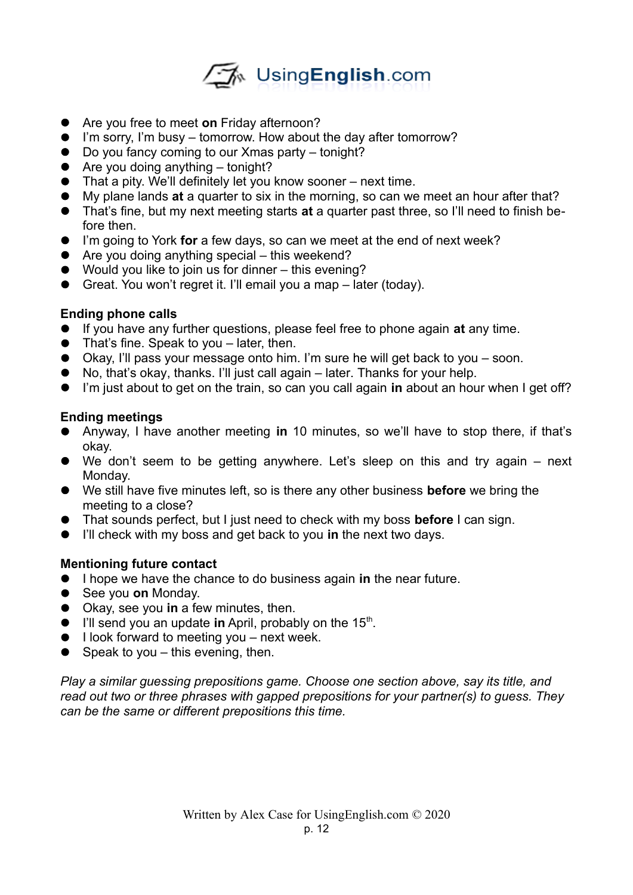- Are you free to meet **on** Friday afternoon?
- I'm sorry, I'm busy – tomorrow. How about the day after tomorrow?
- Do you fancy coming to our Xmas party – tonight?
- Are you doing anything – tonight?
- That a pity. We'll definitely let you know sooner – next time.
- My plane lands **at** a quarter to six in the morning, so can we meet an hour after that?
- That's fine, but my next meeting starts **at** a quarter past three, so I'll need to finish before then.
- I'm going to York **for** a few days, so can we meet at the end of next week?
- Are you doing anything special – this weekend?
- Would you like to join us for dinner – this evening?
- Great. You won't regret it. I'll email you a map – later (today).

**Ending phone calls**

- If you have any further questions, please feel free to phone again **at** any time.
- That's fine. Speak to you – later, then.
- Okay, I'll pass your message onto him. I'm sure he will get back to you – soon.
- No, that's okay, thanks. I'll just call again – later. Thanks for your help.
- I'm just about to get on the train, so can you call again **in** about an hour when I get off?

**Ending meetings**

- Anyway, I have another meeting **in** 10 minutes, so we'll have to stop there, if that's okay.
- We don't seem to be getting anywhere. Let's sleep on this and try again – next Monday.
- We still have five minutes left, so is there any other business **before** we bring the meeting to a close?
- That sounds perfect, but I just need to check with my boss **before** I can sign.
- I'll check with my boss and get back to you **in** the next two days.

**Mentioning future contact**

- I hope we have the chance to do business again **in** the near future.
- See you **on** Monday.
- Okay, see you **in** a few minutes, then.
- I'll send you an update **in** April, probably on the 15th.
- I look forward to meeting you – next week.
- Speak to you – this evening, then.

*Play a similar guessing prepositions game. Choose one section above, say its title, and read out two or three phrases with gapped prepositions for your partner(s) to guess. They can be the same or different prepositions this time.*

Written by Alex Case for UsingEnglish.com © 2020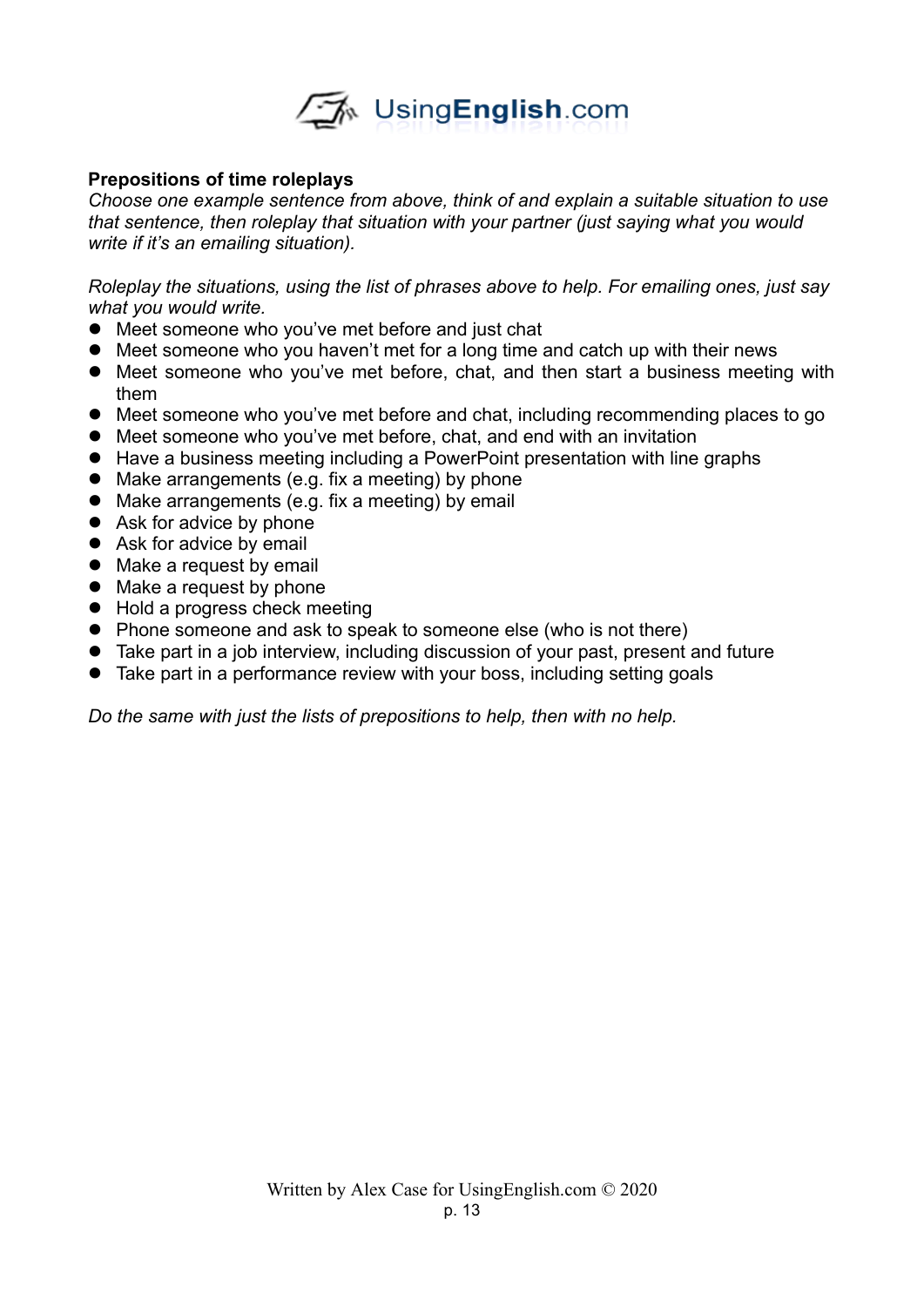**Prepositions of time roleplays**

*Choose one example sentence from above, think of and explain a suitable situation to use that sentence, then roleplay that situation with your partner (just saying what you would write if it's an emailing situation).*

*Roleplay the situations, using the list of phrases above to help. For emailing ones, just say what you would write.*

- Meet someone who you've met before and just chat
- Meet someone who you haven't met for a long time and catch up with their news
- Meet someone who you've met before, chat, and then start a business meeting with them
- Meet someone who you've met before and chat, including recommending places to go
- Meet someone who you've met before, chat, and end with an invitation
- Have a business meeting including a PowerPoint presentation with line graphs
- Make arrangements (e.g. fix a meeting) by phone
- Make arrangements (e.g. fix a meeting) by email
- Ask for advice by phone
- Ask for advice by email
- Make a request by email
- Make a request by phone
- Hold a progress check meeting
- Phone someone and ask to speak to someone else (who is not there)
- Take part in a job interview, including discussion of your past, present and future
- Take part in a performance review with your boss, including setting goals

*Do the same with just the lists of prepositions to help, then with no help.*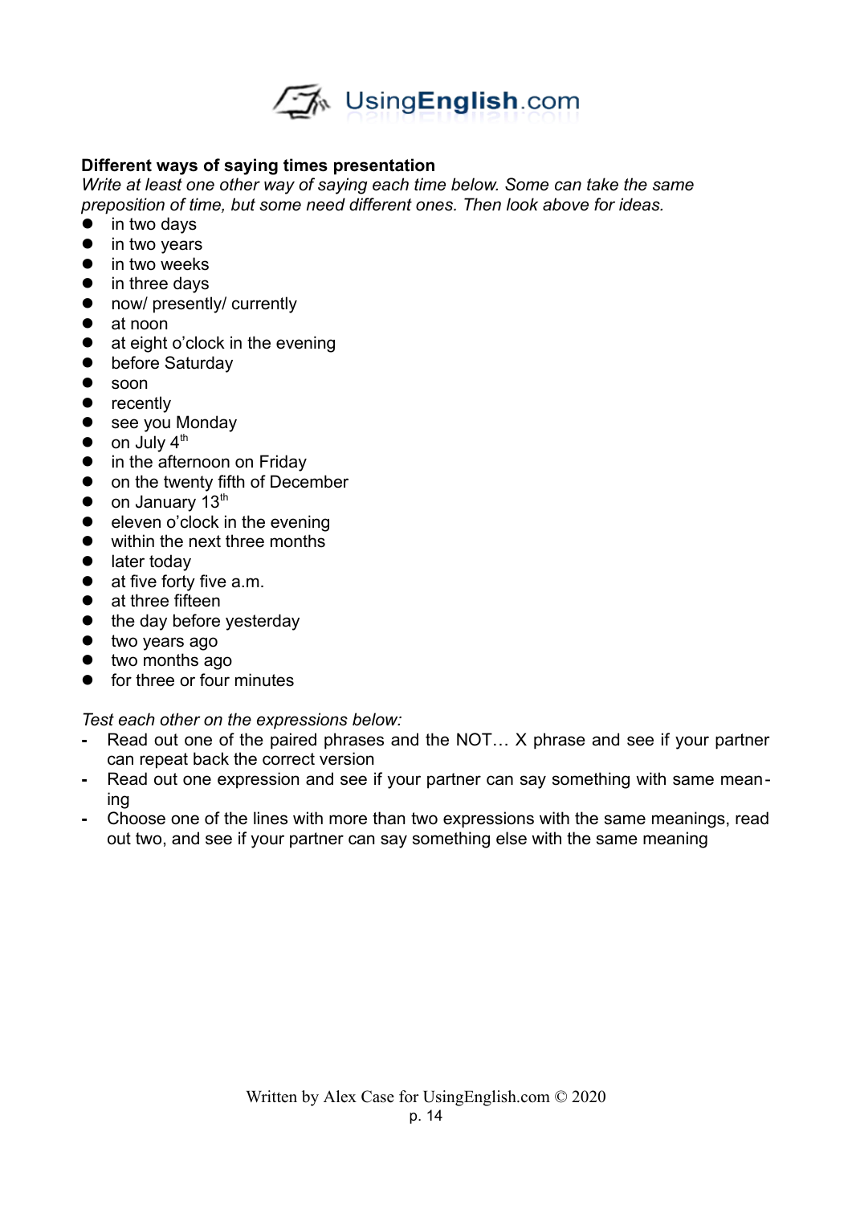**Different ways of saying times presentation**

*Write at least one other way of saying each time below. Some can take the same preposition of time, but some need different ones. Then look above for ideas.*

- in two days
- in two years
- in two weeks
- in three days
- now/ presently/ currently
- at noon
- at eight o'clock in the evening
- before Saturday
- soon
- recently
- see you Monday
- on July 4th
- in the afternoon on Friday
- on the twenty fifth of December
- on January 13th
- eleven o'clock in the evening
- within the next three months
- later today
- at five forty five a.m.
- at three fifteen
- the day before yesterday
- two years ago
- two months ago
- for three or four minutes

*Test each other on the expressions below:*

- Read out one of the paired phrases and the NOT… X phrase and see if your partner can repeat back the correct version
- Read out one expression and see if your partner can say something with same meaning
- Choose one of the lines with more than two expressions with the same meanings, read out two, and see if your partner can say something else with the same meaning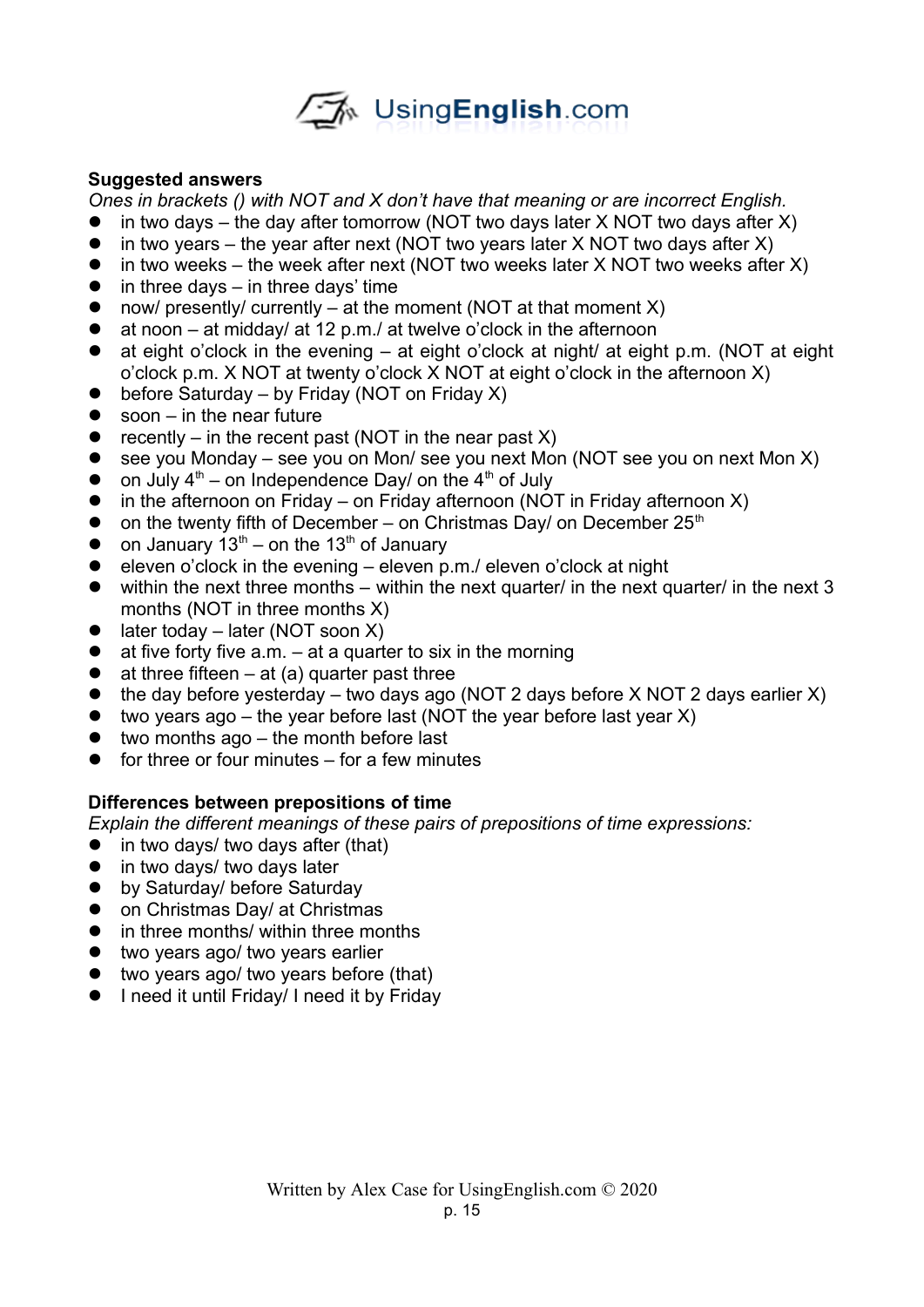**Suggested answers**

*Ones in brackets () with NOT and X don't have that meaning or are incorrect English.*

- in two days – the day after tomorrow (NOT two days later X NOT two days after X)
- in two years – the year after next (NOT two years later X NOT two days after X)
- in two weeks – the week after next (NOT two weeks later X NOT two weeks after X)
- in three days – in three days' time
- now/ presently/ currently – at the moment (NOT at that moment X)
- at noon – at midday/ at 12 p.m./ at twelve o'clock in the afternoon
- at eight o'clock in the evening – at eight o'clock at night/ at eight p.m. (NOT at eight o'clock p.m. X NOT at twenty o'clock X NOT at eight o'clock in the afternoon X)
- before Saturday – by Friday (NOT on Friday X)
- soon – in the near future
- recently – in the recent past (NOT in the near past X)
- see you Monday – see you on Mon/ see you next Mon (NOT see you on next Mon X)
- on July 4th – on Independence Day/ on the 4th of July
- in the afternoon on Friday – on Friday afternoon (NOT in Friday afternoon X)
- on the twenty fifth of December – on Christmas Day/ on December 25th
- on January 13th – on the 13th of January
- eleven o'clock in the evening – eleven p.m./ eleven o'clock at night
- within the next three months – within the next quarter/ in the next quarter/ in the next 3 months (NOT in three months X)
- later today – later (NOT soon X)
- at five forty five a.m. – at a quarter to six in the morning
- at three fifteen – at (a) quarter past three
- the day before yesterday – two days ago (NOT 2 days before X NOT 2 days earlier X)
- two years ago – the year before last (NOT the year before last year X)
- two months ago – the month before last
- for three or four minutes – for a few minutes

**Differences between prepositions of time**

*Explain the different meanings of these pairs of prepositions of time expressions:*

- in two days/ two days after (that)
- in two days/ two days later
- by Saturday/ before Saturday
- on Christmas Day/ at Christmas
- in three months/ within three months
- two years ago/ two years earlier
- two years ago/ two years before (that)
- I need it until Friday/ I need it by Friday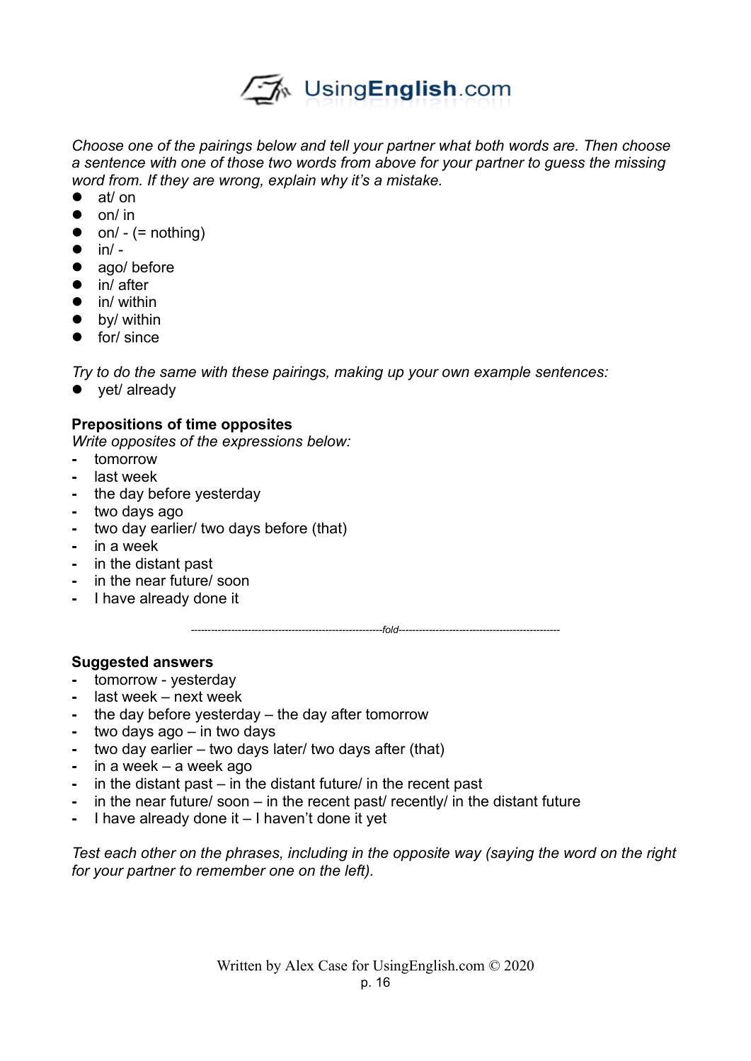*Choose one of the pairings below and tell your partner what both words are. Then choose a sentence with one of those two words from above for your partner to guess the missing word from. If they are wrong, explain why it's a mistake.*

- at/ on
- on/ in
- on/ - (= nothing)
- in/ -
- ago/ before
- in/ after
- in/ within
- by/ within
- for/ since

*Try to do the same with these pairings, making up your own example sentences:*

- yet/ already

**Prepositions of time opposites**

*Write opposites of the expressions below:*

- tomorrow
- last week
- the day before yesterday
- two days ago
- two day earlier/ two days before (that)
- in a week
- in the distant past
- in the near future/ soon
- I have already done it

---------------------------------------------------------*fold*-----------------------------------------------

**Suggested answers**

- tomorrow - yesterday
- last week – next week
- the day before yesterday – the day after tomorrow
- two days ago – in two days
- two day earlier – two days later/ two days after (that)
- in a week – a week ago
- in the distant past – in the distant future/ in the recent past
- in the near future/ soon – in the recent past/ recently/ in the distant future
- I have already done it – I haven't done it yet

*Test each other on the phrases, including in the opposite way (saying the word on the right for your partner to remember one on the left).*

Written by Alex Case for UsingEnglish.com © 2020